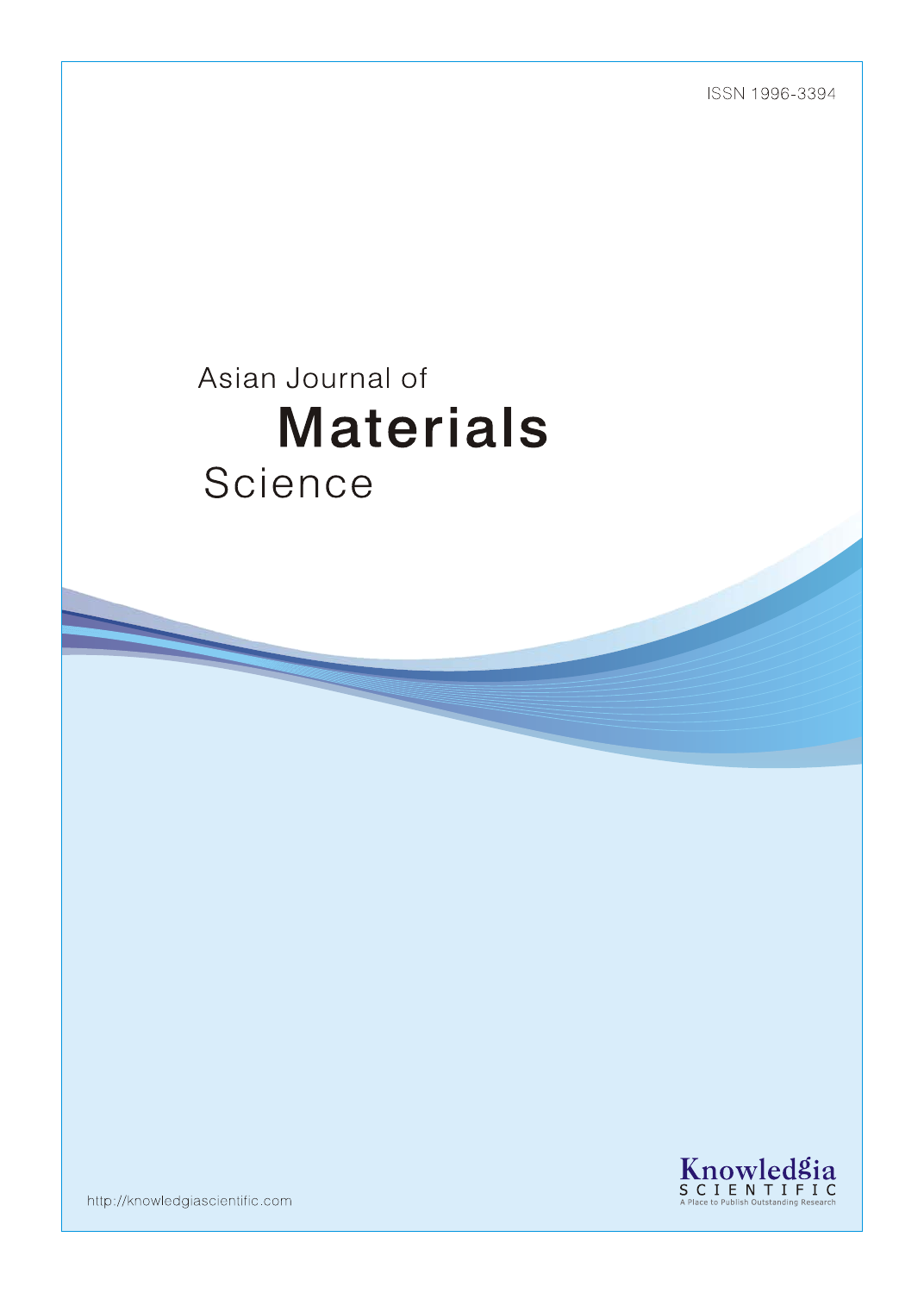ISSN 1996-3394

# Asian Journal of Materials Science

http://knowledgiascientific.com

Knowledgia SCIENTIFIC

A Place to Publish Outstanding Research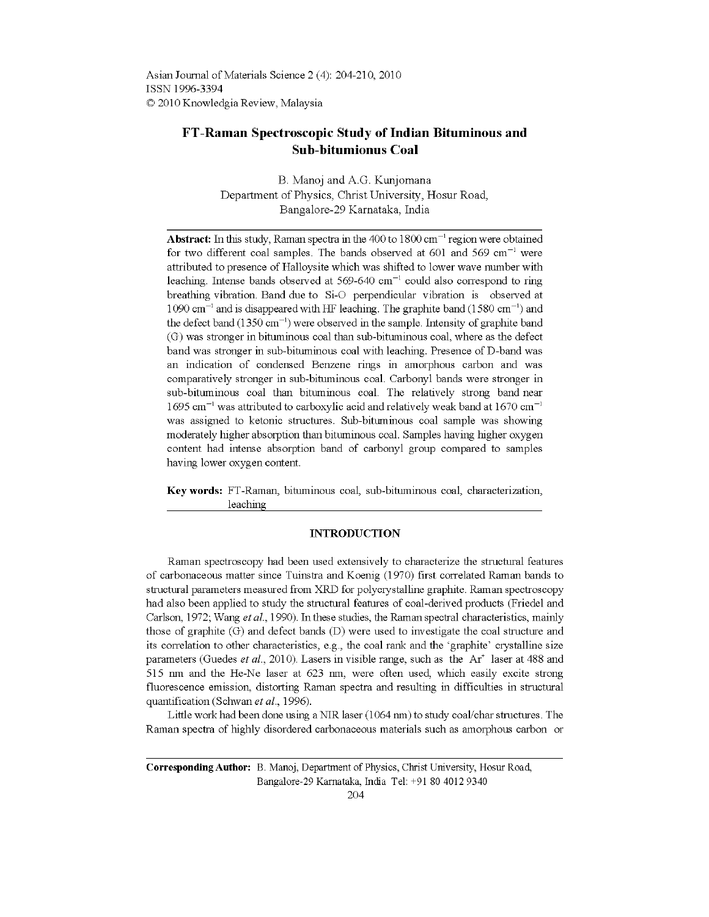Asian Journal of Materials Science 2 (4): 204-210, 2010
ISSN 1996-3394
© 2010 Knowledgia Review, Malaysia

# FT-Raman Spectroscopic Study of Indian Bituminous and Sub-bitumionus Coal

B. Manoj and A.G. Kunjomana
Department of Physics, Christ University, Hosur Road,
Bangalore-29 Karnataka, India

---

**Abstract:** In this study, Raman spectra in the 400 to 1800 $cm^{-1}$ region were obtained for two different coal samples. The bands observed at 601 and 569 $cm^{-1}$ were attributed to presence of Halloysite which was shifted to lower wave number with leaching. Intense bands observed at 569-640 $cm^{-1}$ could also correspond to ring breathing vibration. Band due to Si-O perpendicular vibration is observed at 1090 $cm^{-1}$ and is disappeared with HF leaching. The graphite band (1580 $cm^{-1}$) and the defect band (1350 $cm^{-1}$) were observed in the sample. Intensity of graphite band (G) was stronger in bituminous coal than sub-bituminous coal, where as the defect band was stronger in sub-bituminous coal with leaching. Presence of D-band was an indication of condensed Benzene rings in amorphous carbon and was comparatively stronger in sub-bituminous coal. Carbonyl bands were stronger in sub-bituminous coal than bituminous coal. The relatively strong band near 1695 $cm^{-1}$ was attributed to carboxylic acid and relatively weak band at 1670 $cm^{-1}$ was assigned to ketonic structures. Sub-bituminous coal sample was showing moderately higher absorption than bituminous coal. Samples having higher oxygen content had intense absorption band of carbonyl group compared to samples having lower oxygen content.

**Key words:** FT-Raman, bituminous coal, sub-bituminous coal, characterization, leaching

---

## INTRODUCTION

Raman spectroscopy had been used extensively to characterize the structural features of carbonaceous matter since Tuinstra and Koenig (1970) first correlated Raman bands to structural parameters measured from XRD for polycrystalline graphite. Raman spectroscopy had also been applied to study the structural features of coal-derived products (Friedel and Carlson, 1972; Wang *et al*., 1990). In these studies, the Raman spectral characteristics, mainly those of graphite (G) and defect bands (D) were used to investigate the coal structure and its correlation to other characteristics, e.g., the coal rank and the 'graphite' crystalline size parameters (Guedes *et al*., 2010). Lasers in visible range, such as the $Ar^+$ laser at 488 and 515 nm and the He-Ne laser at 623 nm, were often used, which easily excite strong fluorescence emission, distorting Raman spectra and resulting in difficulties in structural quantification (Schwan *et al*., 1996).

Little work had been done using a NIR laser (1064 nm) to study coal/char structures. The Raman spectra of highly disordered carbonaceous materials such as amorphous carbon or

---

**Corresponding Author:** B. Manoj, Department of Physics, Christ University, Hosur Road, Bangalore-29 Karnataka, India Tel: +91 80 4012 9340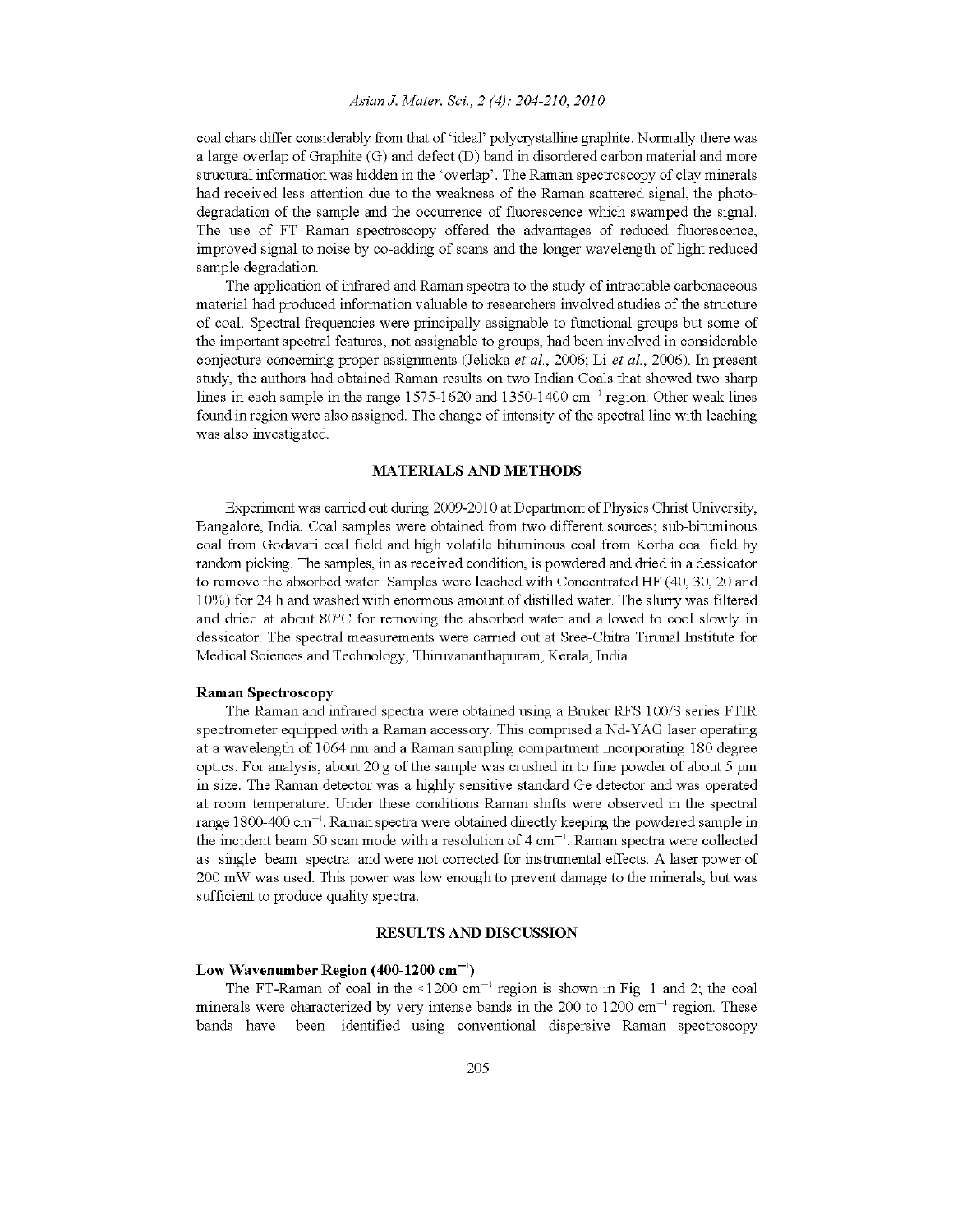coal chars differ considerably from that of 'ideal' polycrystalline graphite. Normally there was a large overlap of Graphite (G) and defect (D) band in disordered carbon material and more structural information was hidden in the 'overlap'. The Raman spectroscopy of clay minerals had received less attention due to the weakness of the Raman scattered signal, the photo-degradation of the sample and the occurrence of fluorescence which swamped the signal. The use of FT Raman spectroscopy offered the advantages of reduced fluorescence, improved signal to noise by co-adding of scans and the longer wavelength of light reduced sample degradation.

The application of infrared and Raman spectra to the study of intractable carbonaceous material had produced information valuable to researchers involved studies of the structure of coal. Spectral frequencies were principally assignable to functional groups but some of the important spectral features, not assignable to groups, had been involved in considerable conjecture concerning proper assignments (Jelicka *et al*., 2006; Li *et al*., 2006). In present study, the authors had obtained Raman results on two Indian Coals that showed two sharp lines in each sample in the range 1575-1620 and 1350-1400 cm$^{-1}$ region. Other weak lines found in region were also assigned. The change of intensity of the spectral line with leaching was also investigated.

## MATERIALS AND METHODS

Experiment was carried out during 2009-2010 at Department of Physics Christ University, Bangalore, India. Coal samples were obtained from two different sources; sub-bituminous coal from Godavari coal field and high volatile bituminous coal from Korba coal field by random picking. The samples, in as received condition, is powdered and dried in a dessicator to remove the absorbed water. Samples were leached with Concentrated HF (40, 30, 20 and 10%) for 24 h and washed with enormous amount of distilled water. The slurry was filtered and dried at about 80°C for removing the absorbed water and allowed to cool slowly in dessicator. The spectral measurements were carried out at Sree-Chitra Tirunal Institute for Medical Sciences and Technology, Thiruvananthapuram, Kerala, India.

### Raman Spectroscopy

The Raman and infrared spectra were obtained using a Bruker RFS 100/S series FTIR spectrometer equipped with a Raman accessory. This comprised a Nd-YAG laser operating at a wavelength of 1064 nm and a Raman sampling compartment incorporating 180 degree optics. For analysis, about 20 g of the sample was crushed in to fine powder of about 5 μm in size. The Raman detector was a highly sensitive standard Ge detector and was operated at room temperature. Under these conditions Raman shifts were observed in the spectral range 1800-400 cm$^{-1}$. Raman spectra were obtained directly keeping the powdered sample in the incident beam 50 scan mode with a resolution of 4 cm$^{-1}$. Raman spectra were collected as single beam spectra and were not corrected for instrumental effects. A laser power of 200 mW was used. This power was low enough to prevent damage to the minerals, but was sufficient to produce quality spectra.

## RESULTS AND DISCUSSION

### Low Wavenumber Region (400-1200 cm$^{-1}$)

The FT-Raman of coal in the <1200 cm$^{-1}$ region is shown in Fig. 1 and 2; the coal minerals were characterized by very intense bands in the 200 to 1200 cm$^{-1}$ region. These bands have been identified using conventional dispersive Raman spectroscopy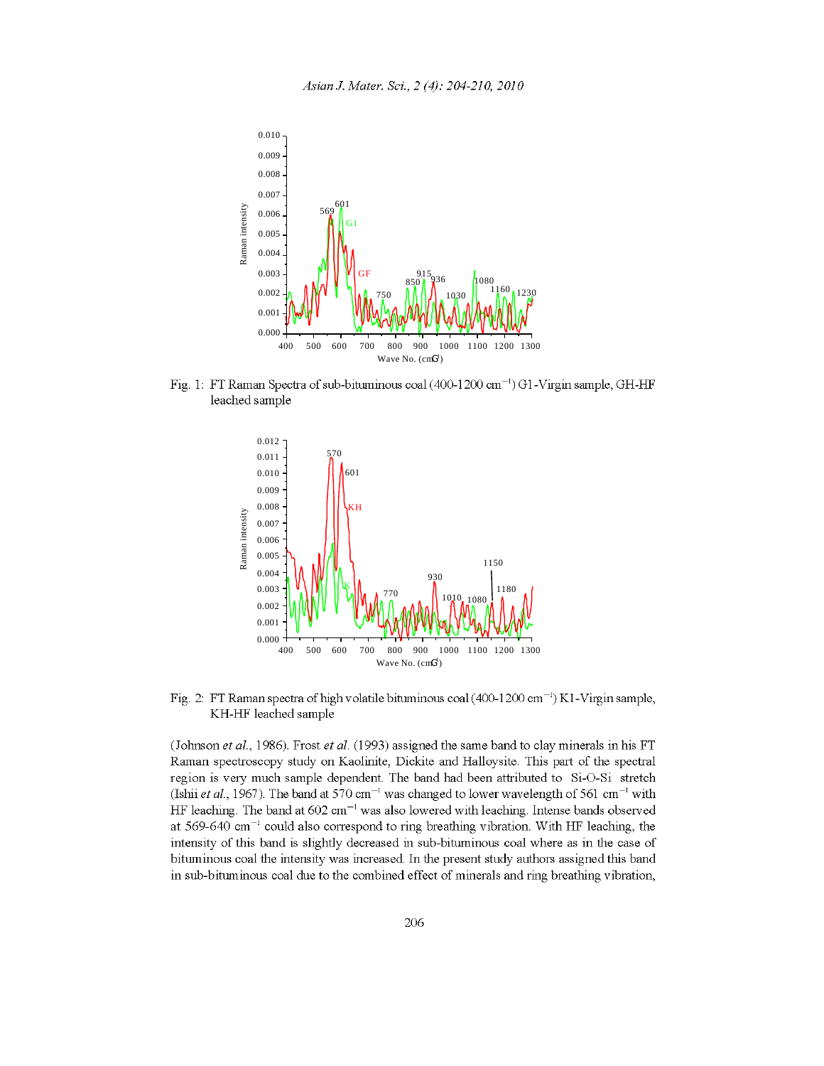Fig. 1: FT Raman Spectra of sub-bituminous coal (400-1200 $cm^{-1}$) G1-Virgin sample, GH-HF leached sample

Fig. 2: FT Raman spectra of high volatile bituminous coal (400-1200 $cm^{-1}$) K1-Virgin sample, KH-HF leached sample

(Johnson *et al*., 1986). Frost *et al*. (1993) assigned the same band to clay minerals in his FT Raman spectroscopy study on Kaolinite, Dickite and Halloysite. This part of the spectral region is very much sample dependent. The band had been attributed to Si-O-Si stretch (Ishii *et al*., 1967). The band at 570 $cm^{-1}$ was changed to lower wavelength of 561 $cm^{-1}$ with HF leaching. The band at 602 $cm^{-1}$ was also lowered with leaching. Intense bands observed at 569-640 $cm^{-1}$ could also correspond to ring breathing vibration. With HF leaching, the intensity of this band is slightly decreased in sub-bituminous coal where as in the case of bituminous coal the intensity was increased. In the present study authors assigned this band in sub-bituminous coal due to the combined effect of minerals and ring breathing vibration,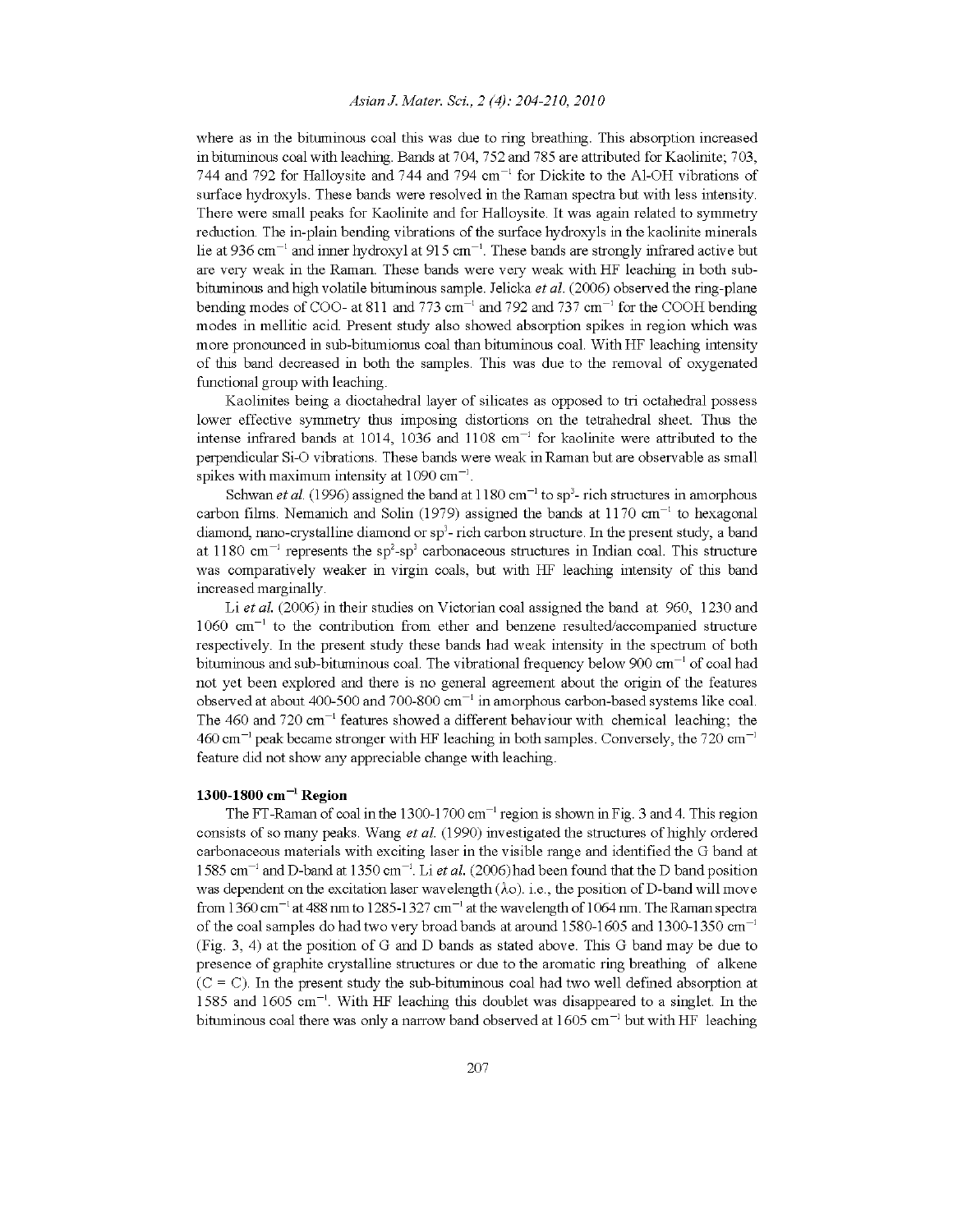where as in the bituminous coal this was due to ring breathing. This absorption increased in bituminous coal with leaching. Bands at 704, 752 and 785 are attributed for Kaolinite; 703, 744 and 792 for Halloysite and 744 and 794 $cm^{-1}$ for Dickite to the Al-OH vibrations of surface hydroxyls. These bands were resolved in the Raman spectra but with less intensity. There were small peaks for Kaolinite and for Halloysite. It was again related to symmetry reduction. The in-plain bending vibrations of the surface hydroxyls in the kaolinite minerals lie at 936 $cm^{-1}$ and inner hydroxyl at 915 $cm^{-1}$. These bands are strongly infrared active but are very weak in the Raman. These bands were very weak with HF leaching in both sub-bituminous and high volatile bituminous sample. Jelicka *et al.* (2006) observed the ring-plane bending modes of COO- at 811 and 773 $cm^{-1}$ and 792 and 737 $cm^{-1}$ for the COOH bending modes in mellitic acid. Present study also showed absorption spikes in region which was more pronounced in sub-bitumionus coal than bituminous coal. With HF leaching intensity of this band decreased in both the samples. This was due to the removal of oxygenated functional group with leaching.

Kaolinites being a dioctahedral layer of silicates as opposed to tri octahedral possess lower effective symmetry thus imposing distortions on the tetrahedral sheet. Thus the intense infrared bands at 1014, 1036 and 1108 $cm^{-1}$ for kaolinite were attributed to the perpendicular Si-O vibrations. These bands were weak in Raman but are observable as small spikes with maximum intensity at 1090 $cm^{-1}$.

Schwan *et al.* (1996) assigned the band at 1180 $cm^{-1}$ to $sp^3$- rich structures in amorphous carbon films. Nemanich and Solin (1979) assigned the bands at 1170 $cm^{-1}$ to hexagonal diamond, nano-crystalline diamond or $sp^3$- rich carbon structure. In the present study, a band at 1180 $cm^{-1}$ represents the $sp^2$-$sp^3$ carbonaceous structures in Indian coal. This structure was comparatively weaker in virgin coals, but with HF leaching intensity of this band increased marginally.

Li *et al.* (2006) in their studies on Victorian coal assigned the band at 960, 1230 and 1060 $cm^{-1}$ to the contribution from ether and benzene resulted/accompanied structure respectively. In the present study these bands had weak intensity in the spectrum of both bituminous and sub-bituminous coal. The vibrational frequency below 900 $cm^{-1}$ of coal had not yet been explored and there is no general agreement about the origin of the features observed at about 400-500 and 700-800 $cm^{-1}$ in amorphous carbon-based systems like coal. The 460 and 720 $cm^{-1}$ features showed a different behaviour with chemical leaching; the 460 $cm^{-1}$ peak became stronger with HF leaching in both samples. Conversely, the 720 $cm^{-1}$ feature did not show any appreciable change with leaching.

## 1300-1800 $cm^{-1}$ Region

The FT-Raman of coal in the 1300-1700 $cm^{-1}$ region is shown in Fig. 3 and 4. This region consists of so many peaks. Wang *et al.* (1990) investigated the structures of highly ordered carbonaceous materials with exciting laser in the visible range and identified the G band at 1585 $cm^{-1}$ and D-band at 1350 $cm^{-1}$. Li *et al.* (2006) had been found that the D band position was dependent on the excitation laser wavelength ($\lambda$o). i.e., the position of D-band will move from 1360 $cm^{-1}$ at 488 nm to 1285-1327 $cm^{-1}$ at the wavelength of 1064 nm. The Raman spectra of the coal samples do had two very broad bands at around 1580-1605 and 1300-1350 $cm^{-1}$ (Fig. 3, 4) at the position of G and D bands as stated above. This G band may be due to presence of graphite crystalline structures or due to the aromatic ring breathing of alkene (C = C). In the present study the sub-bituminous coal had two well defined absorption at 1585 and 1605 $cm^{-1}$. With HF leaching this doublet was disappeared to a singlet. In the bituminous coal there was only a narrow band observed at 1605 $cm^{-1}$ but with HF leaching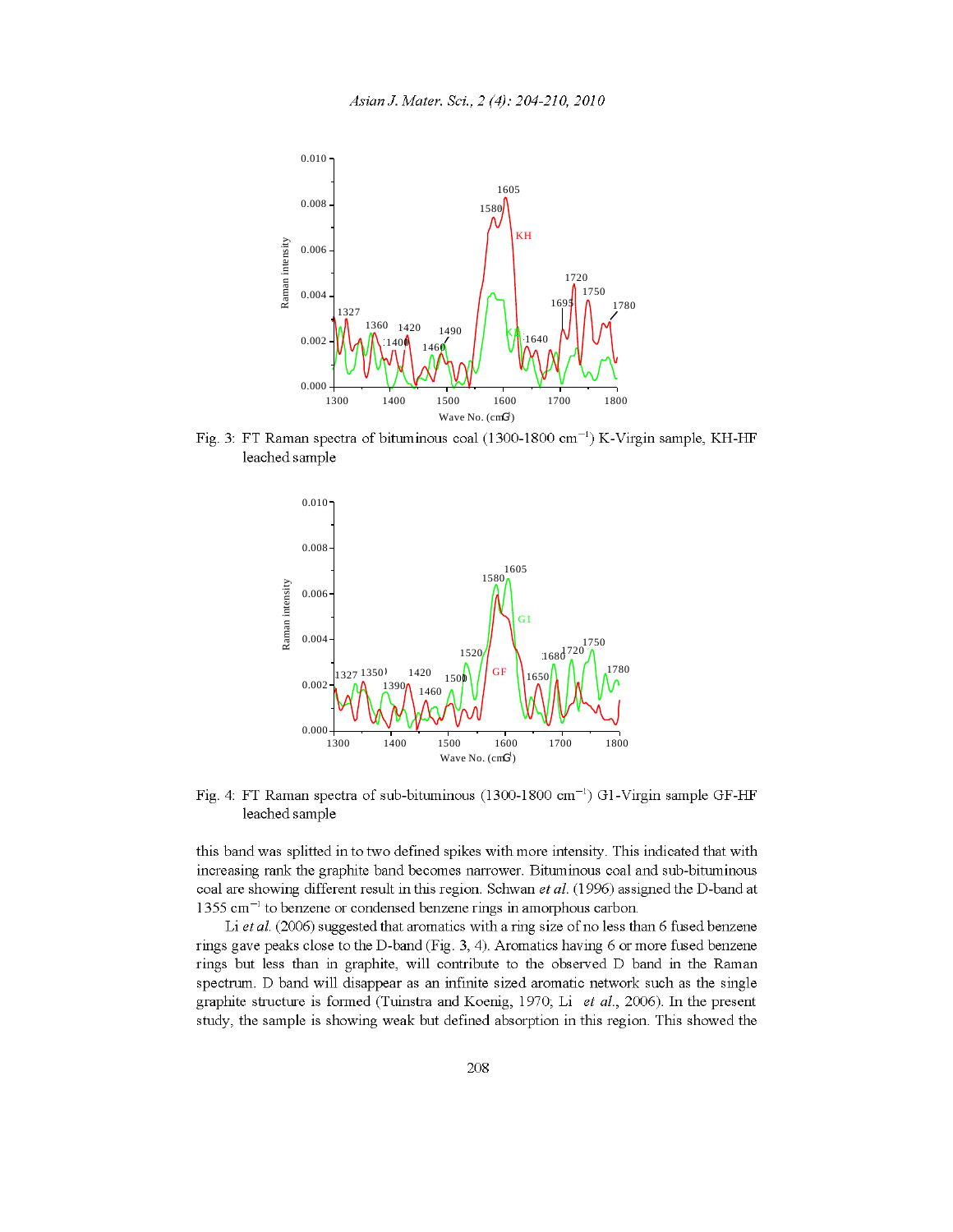Fig. 3: FT Raman spectra of bituminous coal (1300-1800 cm$^{-1}$) K-Virgin sample, KH-HF leached sample

Fig. 4: FT Raman spectra of sub-bituminous (1300-1800 cm$^{-1}$) G1-Virgin sample GF-HF leached sample

this band was splitted in to two defined spikes with more intensity. This indicated that with increasing rank the graphite band becomes narrower. Bituminous coal and sub-bituminous coal are showing different result in this region. Schwan *et al*. (1996) assigned the D-band at 1355 cm$^{-1}$ to benzene or condensed benzene rings in amorphous carbon.

Li *et al*. (2006) suggested that aromatics with a ring size of no less than 6 fused benzene rings gave peaks close to the D-band (Fig. 3, 4). Aromatics having 6 or more fused benzene rings but less than in graphite, will contribute to the observed D band in the Raman spectrum. D band will disappear as an infinite sized aromatic network such as the single graphite structure is formed (Tuinstra and Koenig, 1970; Li *et al*., 2006). In the present study, the sample is showing weak but defined absorption in this region. This showed the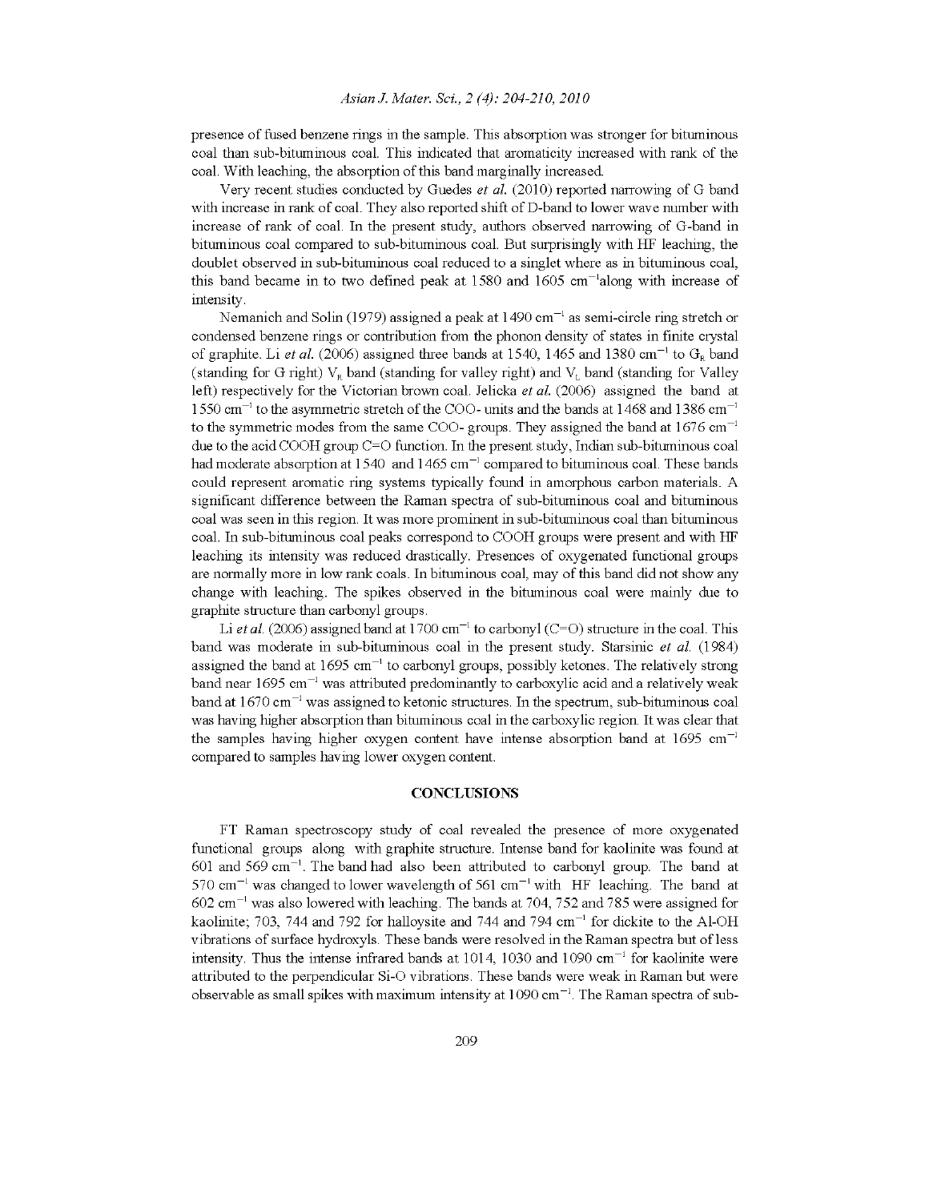presence of fused benzene rings in the sample. This absorption was stronger for bituminous coal than sub-bituminous coal. This indicated that aromaticity increased with rank of the coal. With leaching, the absorption of this band marginally increased.

Very recent studies conducted by Guedes *et al.* (2010) reported narrowing of G band with increase in rank of coal. They also reported shift of D-band to lower wave number with increase of rank of coal. In the present study, authors observed narrowing of G-band in bituminous coal compared to sub-bituminous coal. But surprisingly with HF leaching, the doublet observed in sub-bituminous coal reduced to a singlet where as in bituminous coal, this band became in to two defined peak at 1580 and 1605 $cm^{-1}$along with increase of intensity.

Nemanich and Solin (1979) assigned a peak at 1490 $cm^{-1}$ as semi-circle ring stretch or condensed benzene rings or contribution from the phonon density of states in finite crystal of graphite. Li *et al.* (2006) assigned three bands at 1540, 1465 and 1380 $cm^{-1}$ to $G_R$ band (standing for G right) $V_R$ band (standing for valley right) and $V_L$ band (standing for Valley left) respectively for the Victorian brown coal. Jelicka *et al.* (2006) assigned the band at 1550 $cm^{-1}$ to the asymmetric stretch of the COO- units and the bands at 1468 and 1386 $cm^{-1}$ to the symmetric modes from the same COO- groups. They assigned the band at 1676 $cm^{-1}$ due to the acid COOH group C=O function. In the present study, Indian sub-bituminous coal had moderate absorption at 1540 and 1465 $cm^{-1}$ compared to bituminous coal. These bands could represent aromatic ring systems typically found in amorphous carbon materials. A significant difference between the Raman spectra of sub-bituminous coal and bituminous coal was seen in this region. It was more prominent in sub-bituminous coal than bituminous coal. In sub-bituminous coal peaks correspond to COOH groups were present and with HF leaching its intensity was reduced drastically. Presences of oxygenated functional groups are normally more in low rank coals. In bituminous coal, may of this band did not show any change with leaching. The spikes observed in the bituminous coal were mainly due to graphite structure than carbonyl groups.

Li *et al.* (2006) assigned band at 1700 $cm^{-1}$ to carbonyl (C=O) structure in the coal. This band was moderate in sub-bituminous coal in the present study. Starsinic *et al.* (1984) assigned the band at 1695 $cm^{-1}$ to carbonyl groups, possibly ketones. The relatively strong band near 1695 $cm^{-1}$ was attributed predominantly to carboxylic acid and a relatively weak band at 1670 $cm^{-1}$ was assigned to ketonic structures. In the spectrum, sub-bituminous coal was having higher absorption than bituminous coal in the carboxylic region. It was clear that the samples having higher oxygen content have intense absorption band at 1695 $cm^{-1}$ compared to samples having lower oxygen content.

## CONCLUSIONS

FT Raman spectroscopy study of coal revealed the presence of more oxygenated functional groups along with graphite structure. Intense band for kaolinite was found at 601 and 569 $cm^{-1}$. The band had also been attributed to carbonyl group. The band at 570 $cm^{-1}$ was changed to lower wavelength of 561 $cm^{-1}$ with HF leaching. The band at 602 $cm^{-1}$ was also lowered with leaching. The bands at 704, 752 and 785 were assigned for kaolinite; 703, 744 and 792 for halloysite and 744 and 794 $cm^{-1}$ for dickite to the Al-OH vibrations of surface hydroxyls. These bands were resolved in the Raman spectra but of less intensity. Thus the intense infrared bands at 1014, 1030 and 1090 $cm^{-1}$ for kaolinite were attributed to the perpendicular Si-O vibrations. These bands were weak in Raman but were observable as small spikes with maximum intensity at 1090 $cm^{-1}$. The Raman spectra of sub-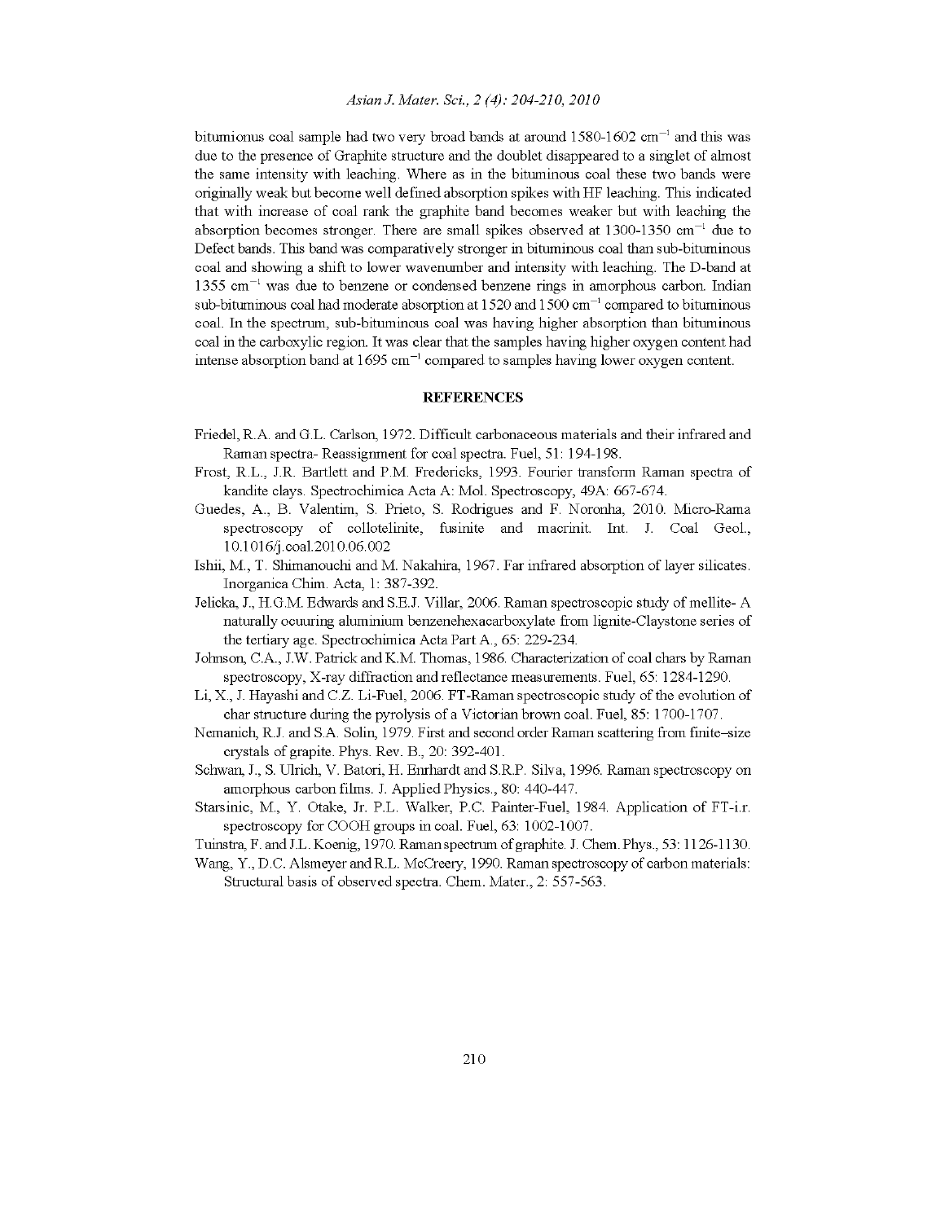bitumionus coal sample had two very broad bands at around 1580-1602 $cm^{-1}$ and this was due to the presence of Graphite structure and the doublet disappeared to a singlet of almost the same intensity with leaching. Where as in the bituminous coal these two bands were originally weak but become well defined absorption spikes with HF leaching. This indicated that with increase of coal rank the graphite band becomes weaker but with leaching the absorption becomes stronger. There are small spikes observed at 1300-1350 $cm^{-1}$ due to Defect bands. This band was comparatively stronger in bituminous coal than sub-bituminous coal and showing a shift to lower wavenumber and intensity with leaching. The D-band at 1355 $cm^{-1}$ was due to benzene or condensed benzene rings in amorphous carbon. Indian sub-bituminous coal had moderate absorption at 1520 and 1500 $cm^{-1}$ compared to bituminous coal. In the spectrum, sub-bituminous coal was having higher absorption than bituminous coal in the carboxylic region. It was clear that the samples having higher oxygen content had intense absorption band at 1695 $cm^{-1}$ compared to samples having lower oxygen content.

## REFERENCES

Friedel, R.A. and G.L. Carlson, 1972. Difficult carbonaceous materials and their infrared and Raman spectra- Reassignment for coal spectra. Fuel, 51: 194-198.

Frost, R.L., J.R. Bartlett and P.M. Fredericks, 1993. Fourier transform Raman spectra of kandite clays. Spectrochimica Acta A: Mol. Spectroscopy, 49A: 667-674.

Guedes, A., B. Valentim, S. Prieto, S. Rodrigues and F. Noronha, 2010. Micro-Rama spectroscopy of collotelinite, fusinite and macrinit. Int. J. Coal Geol., 10.1016/j.coal.2010.06.002

Ishii, M., T. Shimanouchi and M. Nakahira, 1967. Far infrared absorption of layer silicates. Inorganica Chim. Acta, 1: 387-392.

Jelicka, J., H.G.M. Edwards and S.E.J. Villar, 2006. Raman spectroscopic study of mellite- A naturally ocuuring aluminium benzenehexacarboxylate from lignite-Claystone series of the tertiary age. Spectrochimica Acta Part A., 65: 229-234.

Johnson, C.A., J.W. Patrick and K.M. Thomas, 1986. Characterization of coal chars by Raman spectroscopy, X-ray diffraction and reflectance measurements. Fuel, 65: 1284-1290.

Li, X., J. Hayashi and C.Z. Li-Fuel, 2006. FT-Raman spectroscopic study of the evolution of char structure during the pyrolysis of a Victorian brown coal. Fuel, 85: 1700-1707.

Nemanich, R.J. and S.A. Solin, 1979. First and second order Raman scattering from finite–size crystals of grapite. Phys. Rev. B., 20: 392-401.

Schwan, J., S. Ulrich, V. Batori, H. Enrhardt and S.R.P. Silva, 1996. Raman spectroscopy on amorphous carbon films. J. Applied Physics., 80: 440-447.

Starsinic, M., Y. Otake, Jr. P.L. Walker, P.C. Painter-Fuel, 1984. Application of FT-i.r. spectroscopy for COOH groups in coal. Fuel, 63: 1002-1007.

Tuinstra, F. and J.L. Koenig, 1970. Raman spectrum of graphite. J. Chem. Phys., 53: 1126-1130.

Wang, Y., D.C. Alsmeyer and R.L. McCreery, 1990. Raman spectroscopy of carbon materials: Structural basis of observed spectra. Chem. Mater., 2: 557-563.